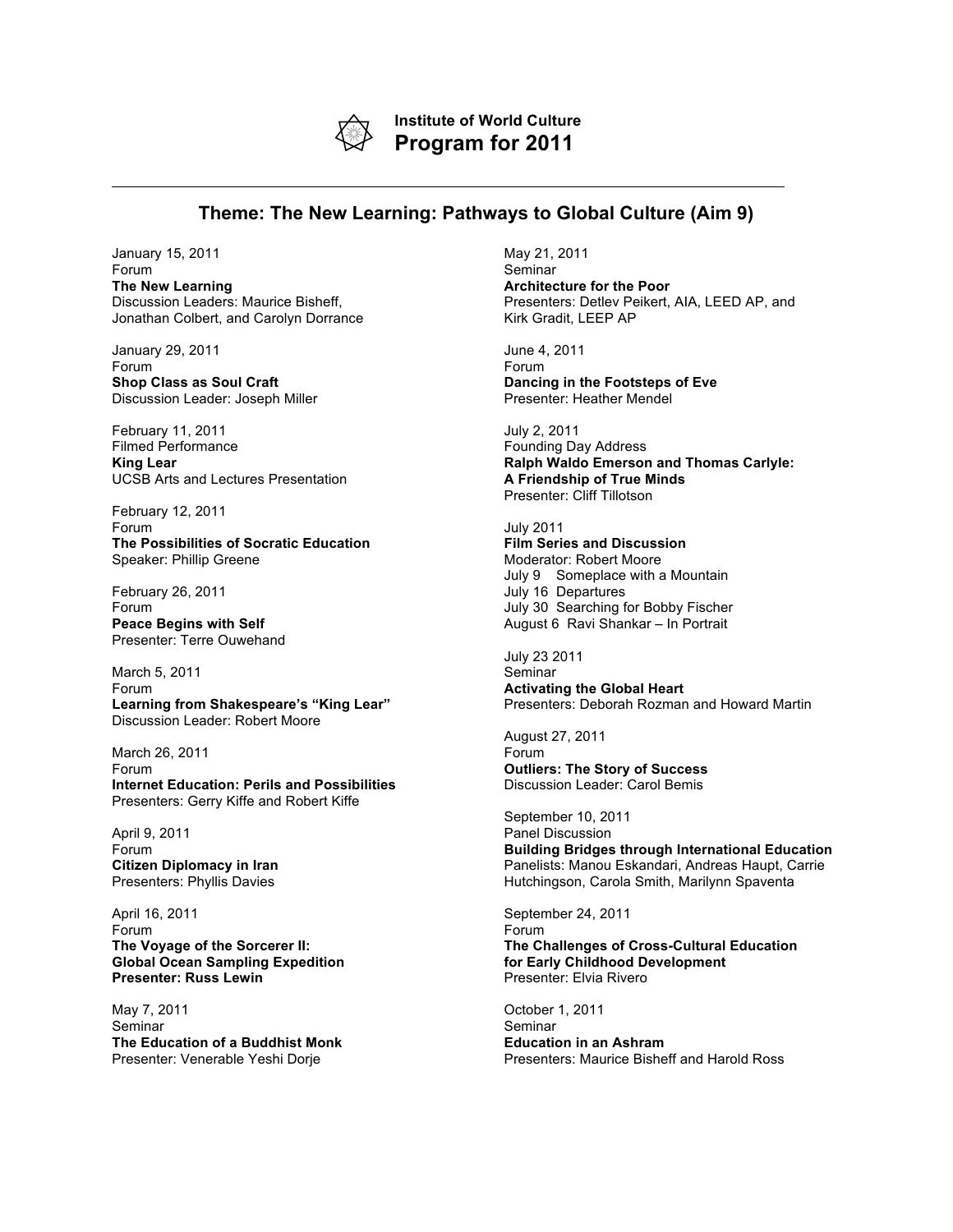# Institute of World Culture
# Program for 2011

---

## Theme: The New Learning: Pathways to Global Culture (Aim 9)

January 15, 2011
Forum
**The New Learning**
Discussion Leaders: Maurice Bisheff, Jonathan Colbert, and Carolyn Dorrance

January 29, 2011
Forum
**Shop Class as Soul Craft**
Discussion Leader: Joseph Miller

February 11, 2011
Filmed Performance
**King Lear**
UCSB Arts and Lectures Presentation

February 12, 2011
Forum
**The Possibilities of Socratic Education**
Speaker: Phillip Greene

February 26, 2011
Forum
**Peace Begins with Self**
Presenter: Terre Ouwehand

March 5, 2011
Forum
**Learning from Shakespeare's "King Lear"**
Discussion Leader: Robert Moore

March 26, 2011
Forum
**Internet Education: Perils and Possibilities**
Presenters: Gerry Kiffe and Robert Kiffe

April 9, 2011
Forum
**Citizen Diplomacy in Iran**
Presenters: Phyllis Davies

April 16, 2011
Forum
**The Voyage of the Sorcerer II: Global Ocean Sampling Expedition**
**Presenter: Russ Lewin**

May 7, 2011
Seminar
**The Education of a Buddhist Monk**
Presenter: Venerable Yeshi Dorje

May 21, 2011
Seminar
**Architecture for the Poor**
Presenters: Detlev Peikert, AIA, LEED AP, and Kirk Gradit, LEEP AP

June 4, 2011
Forum
**Dancing in the Footsteps of Eve**
Presenter: Heather Mendel

July 2, 2011
Founding Day Address
**Ralph Waldo Emerson and Thomas Carlyle: A Friendship of True Minds**
Presenter: Cliff Tillotson

July 2011
**Film Series and Discussion**
Moderator: Robert Moore
July 9 Someplace with a Mountain
July 16 Departures
July 30 Searching for Bobby Fischer
August 6 Ravi Shankar – In Portrait

July 23 2011
Seminar
**Activating the Global Heart**
Presenters: Deborah Rozman and Howard Martin

August 27, 2011
Forum
**Outliers: The Story of Success**
Discussion Leader: Carol Bemis

September 10, 2011
Panel Discussion
**Building Bridges through International Education**
Panelists: Manou Eskandari, Andreas Haupt, Carrie Hutchingson, Carola Smith, Marilynn Spaventa

September 24, 2011
Forum
**The Challenges of Cross-Cultural Education for Early Childhood Development**
Presenter: Elvia Rivero

October 1, 2011
Seminar
**Education in an Ashram**
Presenters: Maurice Bisheff and Harold Ross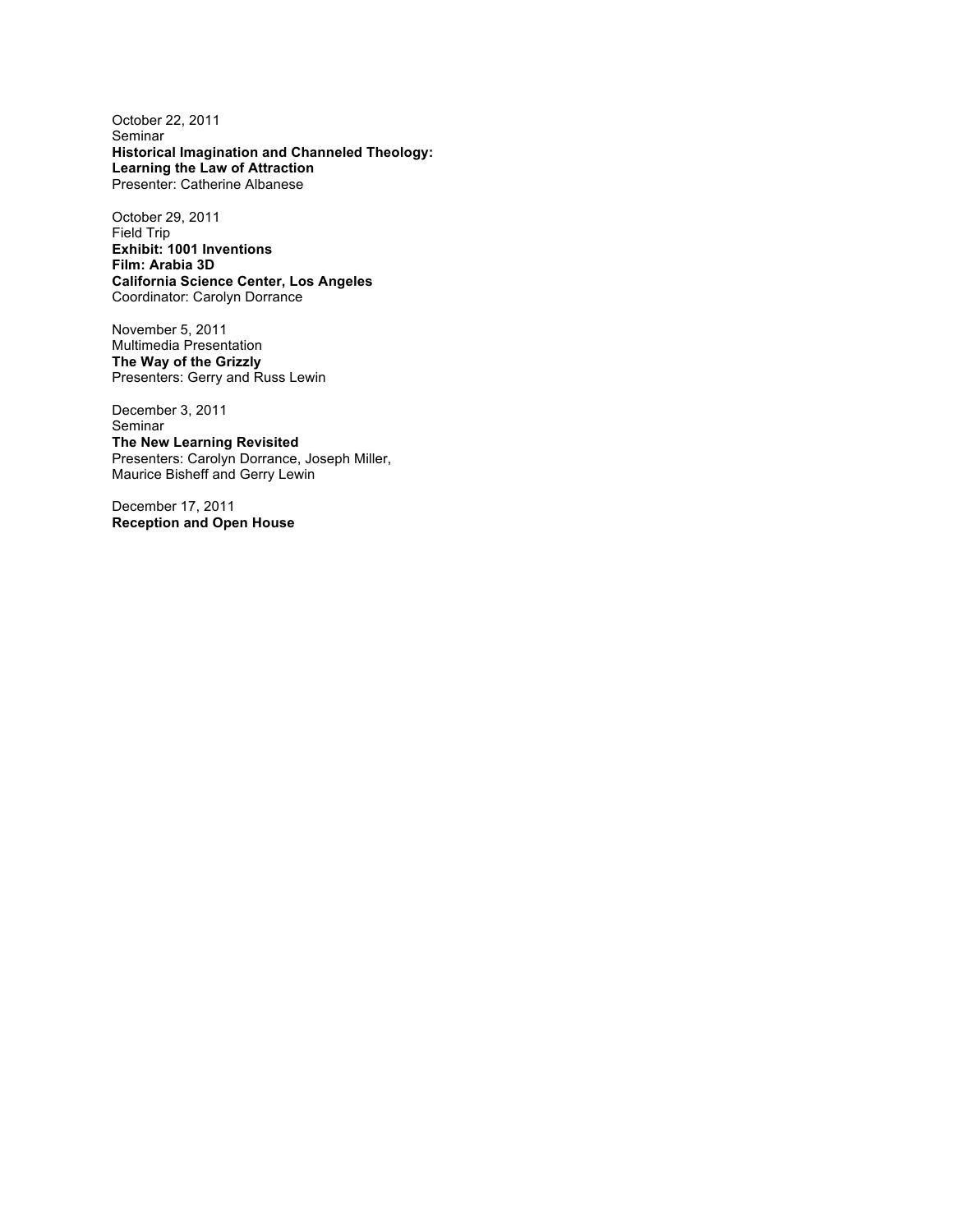October 22, 2011
Seminar
**Historical Imagination and Channeled Theology:**
**Learning the Law of Attraction**
Presenter: Catherine Albanese

October 29, 2011
Field Trip
**Exhibit: 1001 Inventions**
**Film: Arabia 3D**
**California Science Center, Los Angeles**
Coordinator: Carolyn Dorrance

November 5, 2011
Multimedia Presentation
**The Way of the Grizzly**
Presenters: Gerry and Russ Lewin

December 3, 2011
Seminar
**The New Learning Revisited**
Presenters: Carolyn Dorrance, Joseph Miller,
Maurice Bisheff and Gerry Lewin

December 17, 2011
**Reception and Open House**